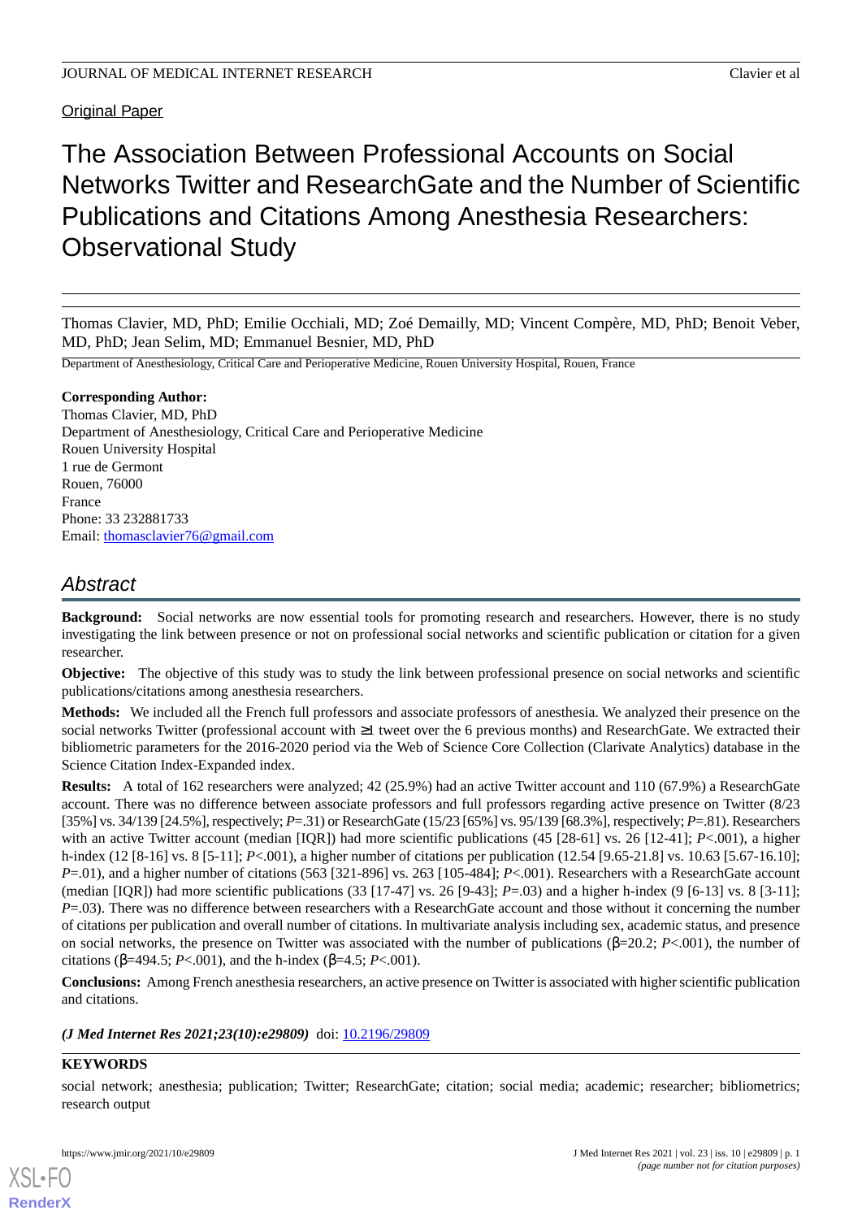Original Paper

# The Association Between Professional Accounts on Social Networks Twitter and ResearchGate and the Number of Scientific Publications and Citations Among Anesthesia Researchers: Observational Study

Thomas Clavier, MD, PhD; Emilie Occhiali, MD; Zoé Demailly, MD; Vincent Compère, MD, PhD; Benoit Veber, MD, PhD; Jean Selim, MD; Emmanuel Besnier, MD, PhD

Department of Anesthesiology, Critical Care and Perioperative Medicine, Rouen University Hospital, Rouen, France

**Corresponding Author:**
Thomas Clavier, MD, PhD
Department of Anesthesiology, Critical Care and Perioperative Medicine
Rouen University Hospital
1 rue de Germont
Rouen, 76000
France
Phone: 33 232881733
Email: thomasclavier76@gmail.com

## Abstract

**Background:** Social networks are now essential tools for promoting research and researchers. However, there is no study investigating the link between presence or not on professional social networks and scientific publication or citation for a given researcher.

**Objective:** The objective of this study was to study the link between professional presence on social networks and scientific publications/citations among anesthesia researchers.

**Methods:** We included all the French full professors and associate professors of anesthesia. We analyzed their presence on the social networks Twitter (professional account with ≥1 tweet over the 6 previous months) and ResearchGate. We extracted their bibliometric parameters for the 2016-2020 period via the Web of Science Core Collection (Clarivate Analytics) database in the Science Citation Index-Expanded index.

**Results:** A total of 162 researchers were analyzed; 42 (25.9%) had an active Twitter account and 110 (67.9%) a ResearchGate account. There was no difference between associate professors and full professors regarding active presence on Twitter (8/23 [35%] vs. 34/139 [24.5%], respectively; *P*=.31) or ResearchGate (15/23 [65%] vs. 95/139 [68.3%], respectively; *P*=.81). Researchers with an active Twitter account (median [IQR]) had more scientific publications (45 [28-61] vs. 26 [12-41]; *P*<.001), a higher h-index (12 [8-16] vs. 8 [5-11]; *P*<.001), a higher number of citations per publication (12.54 [9.65-21.8] vs. 10.63 [5.67-16.10]; *P*=.01), and a higher number of citations (563 [321-896] vs. 263 [105-484]; *P*<.001). Researchers with a ResearchGate account (median [IQR]) had more scientific publications (33 [17-47] vs. 26 [9-43]; *P*=.03) and a higher h-index (9 [6-13] vs. 8 [3-11]; *P*=.03). There was no difference between researchers with a ResearchGate account and those without it concerning the number of citations per publication and overall number of citations. In multivariate analysis including sex, academic status, and presence on social networks, the presence on Twitter was associated with the number of publications (β=20.2; *P*<.001), the number of citations (β=494.5; *P*<.001), and the h-index (β=4.5; *P*<.001).

**Conclusions:** Among French anesthesia researchers, an active presence on Twitter is associated with higher scientific publication and citations.

***(J Med Internet Res 2021;23(10):e29809)*** doi: 10.2196/29809

**KEYWORDS**

social network; anesthesia; publication; Twitter; ResearchGate; citation; social media; academic; researcher; bibliometrics; research output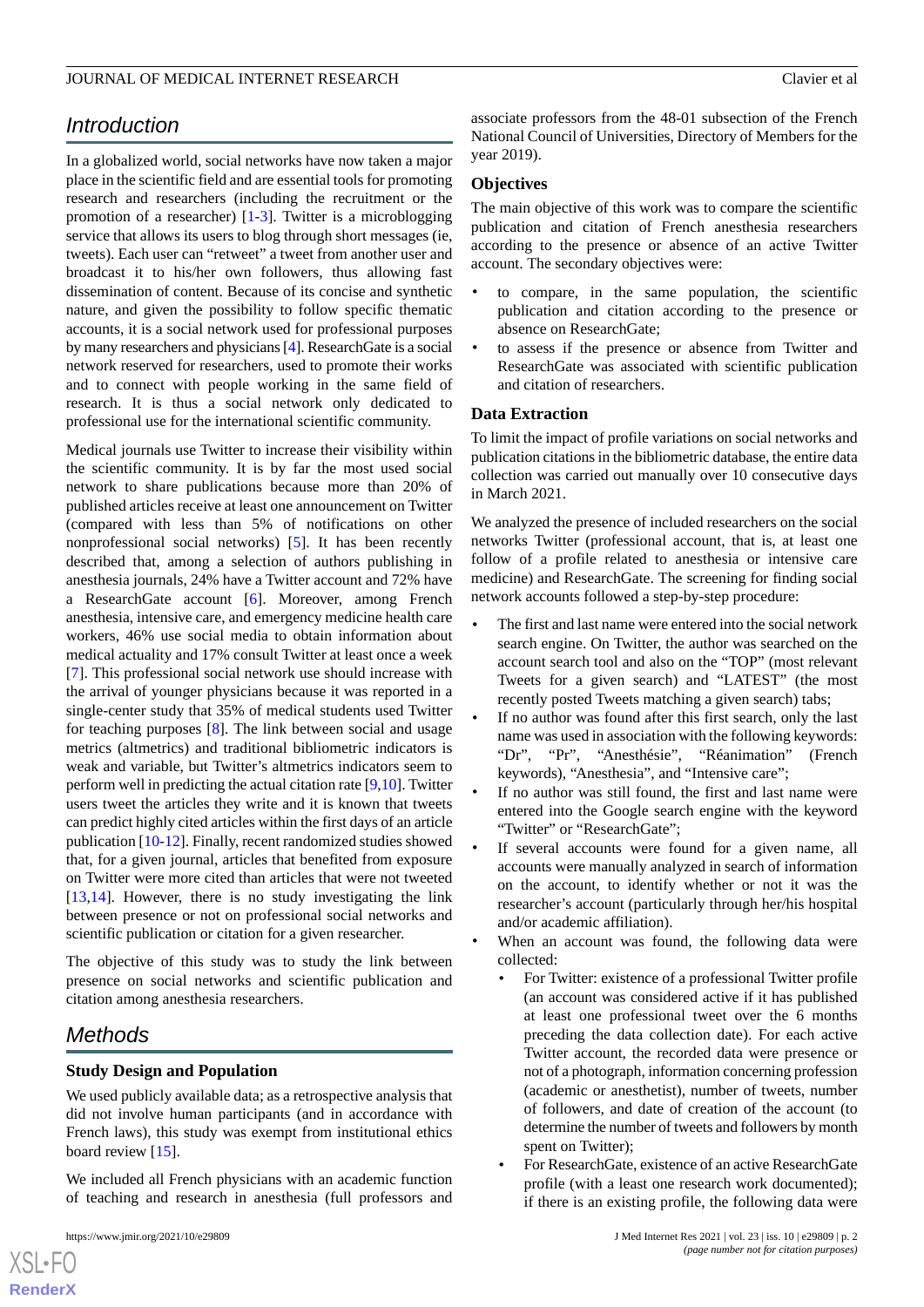## Introduction

In a globalized world, social networks have now taken a major place in the scientific field and are essential tools for promoting research and researchers (including the recruitment or the promotion of a researcher) [1-3]. Twitter is a microblogging service that allows its users to blog through short messages (ie, tweets). Each user can "retweet" a tweet from another user and broadcast it to his/her own followers, thus allowing fast dissemination of content. Because of its concise and synthetic nature, and given the possibility to follow specific thematic accounts, it is a social network used for professional purposes by many researchers and physicians [4]. ResearchGate is a social network reserved for researchers, used to promote their works and to connect with people working in the same field of research. It is thus a social network only dedicated to professional use for the international scientific community.

Medical journals use Twitter to increase their visibility within the scientific community. It is by far the most used social network to share publications because more than 20% of published articles receive at least one announcement on Twitter (compared with less than 5% of notifications on other nonprofessional social networks) [5]. It has been recently described that, among a selection of authors publishing in anesthesia journals, 24% have a Twitter account and 72% have a ResearchGate account [6]. Moreover, among French anesthesia, intensive care, and emergency medicine health care workers, 46% use social media to obtain information about medical actuality and 17% consult Twitter at least once a week [7]. This professional social network use should increase with the arrival of younger physicians because it was reported in a single-center study that 35% of medical students used Twitter for teaching purposes [8]. The link between social and usage metrics (altmetrics) and traditional bibliometric indicators is weak and variable, but Twitter's altmetrics indicators seem to perform well in predicting the actual citation rate [9,10]. Twitter users tweet the articles they write and it is known that tweets can predict highly cited articles within the first days of an article publication [10-12]. Finally, recent randomized studies showed that, for a given journal, articles that benefited from exposure on Twitter were more cited than articles that were not tweeted [13,14]. However, there is no study investigating the link between presence or not on professional social networks and scientific publication or citation for a given researcher.

The objective of this study was to study the link between presence on social networks and scientific publication and citation among anesthesia researchers.

## Methods

### Study Design and Population

We used publicly available data; as a retrospective analysis that did not involve human participants (and in accordance with French laws), this study was exempt from institutional ethics board review [15].

We included all French physicians with an academic function of teaching and research in anesthesia (full professors and associate professors from the 48-01 subsection of the French National Council of Universities, Directory of Members for the year 2019).

### Objectives

The main objective of this work was to compare the scientific publication and citation of French anesthesia researchers according to the presence or absence of an active Twitter account. The secondary objectives were:

- to compare, in the same population, the scientific publication and citation according to the presence or absence on ResearchGate;
- to assess if the presence or absence from Twitter and ResearchGate was associated with scientific publication and citation of researchers.

### Data Extraction

To limit the impact of profile variations on social networks and publication citations in the bibliometric database, the entire data collection was carried out manually over 10 consecutive days in March 2021.

We analyzed the presence of included researchers on the social networks Twitter (professional account, that is, at least one follow of a profile related to anesthesia or intensive care medicine) and ResearchGate. The screening for finding social network accounts followed a step-by-step procedure:

- The first and last name were entered into the social network search engine. On Twitter, the author was searched on the account search tool and also on the "TOP" (most relevant Tweets for a given search) and "LATEST" (the most recently posted Tweets matching a given search) tabs;
- If no author was found after this first search, only the last name was used in association with the following keywords: "Dr", "Pr", "Anesthésie", "Réanimation" (French keywords), "Anesthesia", and "Intensive care";
- If no author was still found, the first and last name were entered into the Google search engine with the keyword "Twitter" or "ResearchGate";
- If several accounts were found for a given name, all accounts were manually analyzed in search of information on the account, to identify whether or not it was the researcher's account (particularly through her/his hospital and/or academic affiliation).
- When an account was found, the following data were collected:
  - For Twitter: existence of a professional Twitter profile (an account was considered active if it has published at least one professional tweet over the 6 months preceding the data collection date). For each active Twitter account, the recorded data were presence or not of a photograph, information concerning profession (academic or anesthetist), number of tweets, number of followers, and date of creation of the account (to determine the number of tweets and followers by month spent on Twitter);
  - For ResearchGate, existence of an active ResearchGate profile (with a least one research work documented); if there is an existing profile, the following data were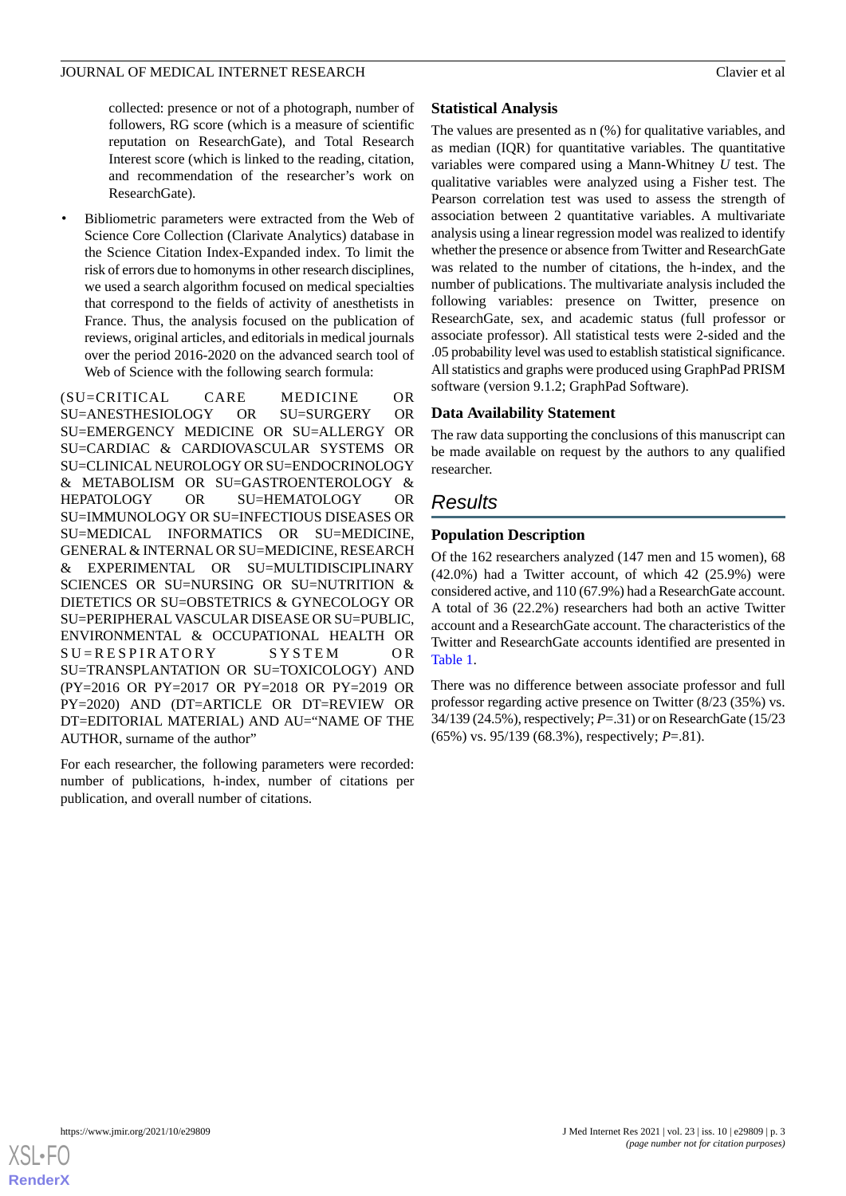collected: presence or not of a photograph, number of followers, RG score (which is a measure of scientific reputation on ResearchGate), and Total Research Interest score (which is linked to the reading, citation, and recommendation of the researcher's work on ResearchGate).

- Bibliometric parameters were extracted from the Web of Science Core Collection (Clarivate Analytics) database in the Science Citation Index-Expanded index. To limit the risk of errors due to homonyms in other research disciplines, we used a search algorithm focused on medical specialties that correspond to the fields of activity of anesthetists in France. Thus, the analysis focused on the publication of reviews, original articles, and editorials in medical journals over the period 2016-2020 on the advanced search tool of Web of Science with the following search formula:

(SU=CRITICAL CARE MEDICINE OR SU=ANESTHESIOLOGY OR SU=SURGERY OR SU=EMERGENCY MEDICINE OR SU=ALLERGY OR SU=CARDIAC & CARDIOVASCULAR SYSTEMS OR SU=CLINICAL NEUROLOGY OR SU=ENDOCRINOLOGY & METABOLISM OR SU=GASTROENTEROLOGY & HEPATOLOGY OR SU=HEMATOLOGY OR SU=IMMUNOLOGY OR SU=INFECTIOUS DISEASES OR SU=MEDICAL INFORMATICS OR SU=MEDICINE, GENERAL & INTERNAL OR SU=MEDICINE, RESEARCH & EXPERIMENTAL OR SU=MULTIDISCIPLINARY SCIENCES OR SU=NURSING OR SU=NUTRITION & DIETETICS OR SU=OBSTETRICS & GYNECOLOGY OR SU=PERIPHERAL VASCULAR DISEASE OR SU=PUBLIC, ENVIRONMENTAL & OCCUPATIONAL HEALTH OR SU=RESPIRATORY SYSTEM OR SU=TRANSPLANTATION OR SU=TOXICOLOGY) AND (PY=2016 OR PY=2017 OR PY=2018 OR PY=2019 OR PY=2020) AND (DT=ARTICLE OR DT=REVIEW OR DT=EDITORIAL MATERIAL) AND AU="NAME OF THE AUTHOR, surname of the author"

For each researcher, the following parameters were recorded: number of publications, h-index, number of citations per publication, and overall number of citations.

### Statistical Analysis

The values are presented as n (%) for qualitative variables, and as median (IQR) for quantitative variables. The quantitative variables were compared using a Mann-Whitney *U* test. The qualitative variables were analyzed using a Fisher test. The Pearson correlation test was used to assess the strength of association between 2 quantitative variables. A multivariate analysis using a linear regression model was realized to identify whether the presence or absence from Twitter and ResearchGate was related to the number of citations, the h-index, and the number of publications. The multivariate analysis included the following variables: presence on Twitter, presence on ResearchGate, sex, and academic status (full professor or associate professor). All statistical tests were 2-sided and the .05 probability level was used to establish statistical significance. All statistics and graphs were produced using GraphPad PRISM software (version 9.1.2; GraphPad Software).

### Data Availability Statement

The raw data supporting the conclusions of this manuscript can be made available on request by the authors to any qualified researcher.

## Results

### Population Description

Of the 162 researchers analyzed (147 men and 15 women), 68 (42.0%) had a Twitter account, of which 42 (25.9%) were considered active, and 110 (67.9%) had a ResearchGate account. A total of 36 (22.2%) researchers had both an active Twitter account and a ResearchGate account. The characteristics of the Twitter and ResearchGate accounts identified are presented in Table 1.

There was no difference between associate professor and full professor regarding active presence on Twitter (8/23 (35%) vs. 34/139 (24.5%), respectively; *P*=.31) or on ResearchGate (15/23 (65%) vs. 95/139 (68.3%), respectively; *P*=.81).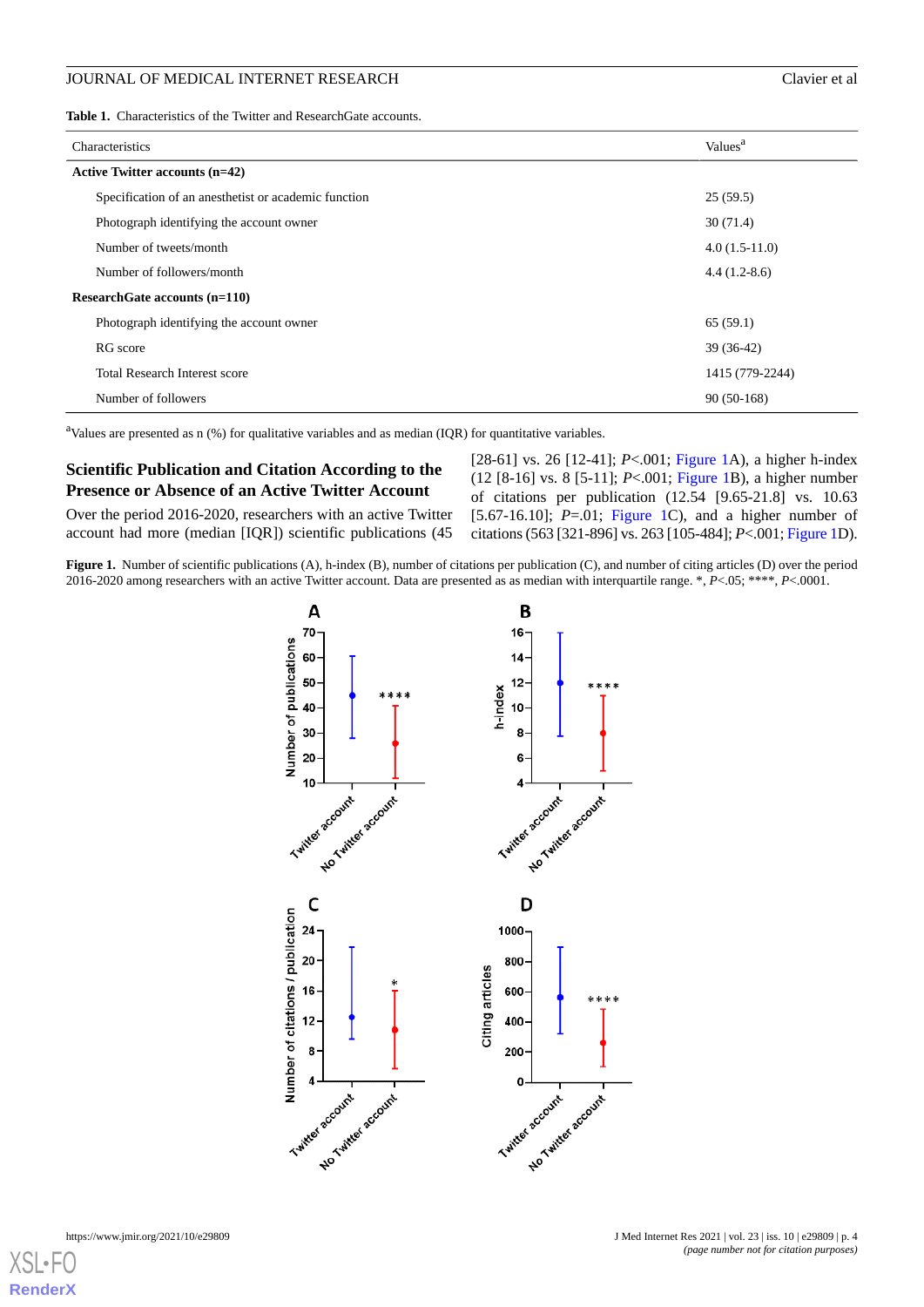**Table 1.** Characteristics of the Twitter and ResearchGate accounts.

| Characteristics | Values[a] |
| --- | --- |
| **Active Twitter accounts (n=42)** | |
| Specification of an anesthetist or academic function | 25 (59.5) |
| Photograph identifying the account owner | 30 (71.4) |
| Number of tweets/month | 4.0 (1.5-11.0) |
| Number of followers/month | 4.4 (1.2-8.6) |
| **ResearchGate accounts (n=110)** | |
| Photograph identifying the account owner | 65 (59.1) |
| RG score | 39 (36-42) |
| Total Research Interest score | 1415 (779-2244) |
| Number of followers | 90 (50-168) |

[a]Values are presented as n (%) for qualitative variables and as median (IQR) for quantitative variables.

## Scientific Publication and Citation According to the Presence or Absence of an Active Twitter Account

Over the period 2016-2020, researchers with an active Twitter account had more (median [IQR]) scientific publications (45 [28-61] vs. 26 [12-41]; *P*<.001; Figure 1A), a higher h-index (12 [8-16] vs. 8 [5-11]; *P*<.001; Figure 1B), a higher number of citations per publication (12.54 [9.65-21.8] vs. 10.63 [5.67-16.10]; *P*=.01; Figure 1C), and a higher number of citations (563 [321-896] vs. 263 [105-484]; *P*<.001; Figure 1D).

**Figure 1.** Number of scientific publications (A), h-index (B), number of citations per publication (C), and number of citing articles (D) over the period 2016-2020 among researchers with an active Twitter account. Data are presented as as median with interquartile range. *, *P*<.05; ****, *P*<.0001.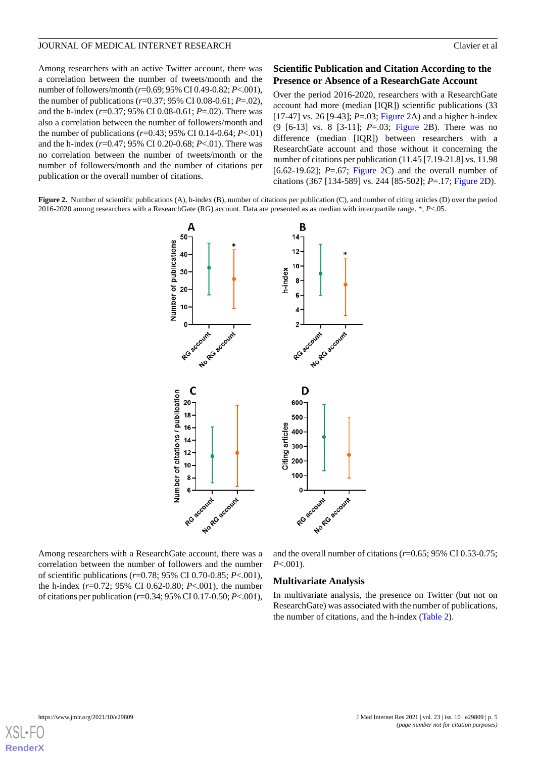Among researchers with an active Twitter account, there was a correlation between the number of tweets/month and the number of followers/month ($r$=0.69; 95% CI 0.49-0.82; $P$<.001), the number of publications ($r$=0.37; 95% CI 0.08-0.61; $P$=.02), and the h-index ($r$=0.37; 95% CI 0.08-0.61; $P$=.02). There was also a correlation between the number of followers/month and the number of publications ($r$=0.43; 95% CI 0.14-0.64; $P$<.01) and the h-index ($r$=0.47; 95% CI 0.20-0.68; $P$<.01). There was no correlation between the number of tweets/month or the number of followers/month and the number of citations per publication or the overall number of citations.

### Scientific Publication and Citation According to the Presence or Absence of a ResearchGate Account

Over the period 2016-2020, researchers with a ResearchGate account had more (median [IQR]) scientific publications (33 [17-47] vs. 26 [9-43]; $P$=.03; Figure 2A) and a higher h-index (9 [6-13] vs. 8 [3-11]; $P$=.03; Figure 2B). There was no difference (median [IQR]) between researchers with a ResearchGate account and those without it concerning the number of citations per publication (11.45 [7.19-21.8] vs. 11.98 [6.62-19.62]; $P$=.67; Figure 2C) and the overall number of citations (367 [134-589] vs. 244 [85-502]; $P$=.17; Figure 2D).

**Figure 2.** Number of scientific publications (A), h-index (B), number of citations per publication (C), and number of citing articles (D) over the period 2016-2020 among researchers with a ResearchGate (RG) account. Data are presented as as median with interquartile range. *, $P$<.05.

Among researchers with a ResearchGate account, there was a correlation between the number of followers and the number of scientific publications ($r$=0.78; 95% CI 0.70-0.85; $P$<.001), the h-index ($r$=0.72; 95% CI 0.62-0.80; $P$<.001), the number of citations per publication ($r$=0.34; 95% CI 0.17-0.50; $P$<.001), and the overall number of citations ($r$=0.65; 95% CI 0.53-0.75; $P$<.001).

### Multivariate Analysis

In multivariate analysis, the presence on Twitter (but not on ResearchGate) was associated with the number of publications, the number of citations, and the h-index (Table 2).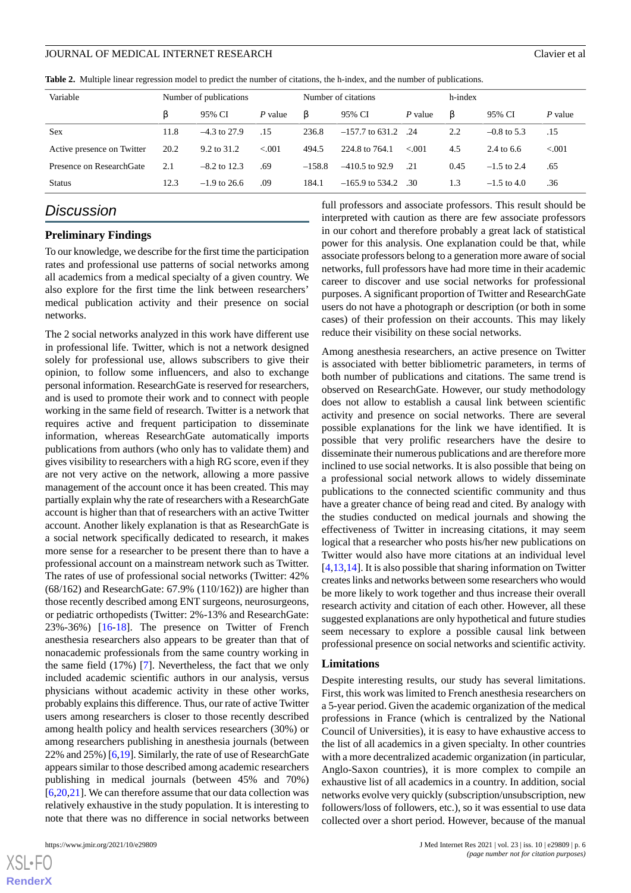**Table 2.** Multiple linear regression model to predict the number of citations, the h-index, and the number of publications.

| Variable | Number of publications | | | Number of citations | | | h-index | | |
|---|---|---|---|---|---|---|---|---|---|
| | β | 95% CI | *P* value | β | 95% CI | *P* value | β | 95% CI | *P* value |
| Sex | 11.8 | –4.3 to 27.9 | .15 | 236.8 | –157.7 to 631.2 | .24 | 2.2 | –0.8 to 5.3 | .15 |
| Active presence on Twitter | 20.2 | 9.2 to 31.2 | <.001 | 494.5 | 224.8 to 764.1 | <.001 | 4.5 | 2.4 to 6.6 | <.001 |
| Presence on ResearchGate | 2.1 | –8.2 to 12.3 | .69 | –158.8 | –410.5 to 92.9 | .21 | 0.45 | –1.5 to 2.4 | .65 |
| Status | 12.3 | –1.9 to 26.6 | .09 | 184.1 | –165.9 to 534.2 | .30 | 1.3 | –1.5 to 4.0 | .36 |

## Discussion

### Preliminary Findings

To our knowledge, we describe for the first time the participation rates and professional use patterns of social networks among all academics from a medical specialty of a given country. We also explore for the first time the link between researchers' medical publication activity and their presence on social networks.

The 2 social networks analyzed in this work have different use in professional life. Twitter, which is not a network designed solely for professional use, allows subscribers to give their opinion, to follow some influencers, and also to exchange personal information. ResearchGate is reserved for researchers, and is used to promote their work and to connect with people working in the same field of research. Twitter is a network that requires active and frequent participation to disseminate information, whereas ResearchGate automatically imports publications from authors (who only has to validate them) and gives visibility to researchers with a high RG score, even if they are not very active on the network, allowing a more passive management of the account once it has been created. This may partially explain why the rate of researchers with a ResearchGate account is higher than that of researchers with an active Twitter account. Another likely explanation is that as ResearchGate is a social network specifically dedicated to research, it makes more sense for a researcher to be present there than to have a professional account on a mainstream network such as Twitter. The rates of use of professional social networks (Twitter: 42% (68/162) and ResearchGate: 67.9% (110/162)) are higher than those recently described among ENT surgeons, neurosurgeons, or pediatric orthopedists (Twitter: 2%-13% and ResearchGate: 23%-36%) [16-18]. The presence on Twitter of French anesthesia researchers also appears to be greater than that of nonacademic professionals from the same country working in the same field (17%) [7]. Nevertheless, the fact that we only included academic scientific authors in our analysis, versus physicians without academic activity in these other works, probably explains this difference. Thus, our rate of active Twitter users among researchers is closer to those recently described among health policy and health services researchers (30%) or among researchers publishing in anesthesia journals (between 22% and 25%) [6,19]. Similarly, the rate of use of ResearchGate appears similar to those described among academic researchers publishing in medical journals (between 45% and 70%) [6,20,21]. We can therefore assume that our data collection was relatively exhaustive in the study population. It is interesting to note that there was no difference in social networks between full professors and associate professors. This result should be interpreted with caution as there are few associate professors in our cohort and therefore probably a great lack of statistical power for this analysis. One explanation could be that, while associate professors belong to a generation more aware of social networks, full professors have had more time in their academic career to discover and use social networks for professional purposes. A significant proportion of Twitter and ResearchGate users do not have a photograph or description (or both in some cases) of their profession on their accounts. This may likely reduce their visibility on these social networks.

Among anesthesia researchers, an active presence on Twitter is associated with better bibliometric parameters, in terms of both number of publications and citations. The same trend is observed on ResearchGate. However, our study methodology does not allow to establish a causal link between scientific activity and presence on social networks. There are several possible explanations for the link we have identified. It is possible that very prolific researchers have the desire to disseminate their numerous publications and are therefore more inclined to use social networks. It is also possible that being on a professional social network allows to widely disseminate publications to the connected scientific community and thus have a greater chance of being read and cited. By analogy with the studies conducted on medical journals and showing the effectiveness of Twitter in increasing citations, it may seem logical that a researcher who posts his/her new publications on Twitter would also have more citations at an individual level [4,13,14]. It is also possible that sharing information on Twitter creates links and networks between some researchers who would be more likely to work together and thus increase their overall research activity and citation of each other. However, all these suggested explanations are only hypothetical and future studies seem necessary to explore a possible causal link between professional presence on social networks and scientific activity.

### Limitations

Despite interesting results, our study has several limitations. First, this work was limited to French anesthesia researchers on a 5-year period. Given the academic organization of the medical professions in France (which is centralized by the National Council of Universities), it is easy to have exhaustive access to the list of all academics in a given specialty. In other countries with a more decentralized academic organization (in particular, Anglo-Saxon countries), it is more complex to compile an exhaustive list of all academics in a country. In addition, social networks evolve very quickly (subscription/unsubscription, new followers/loss of followers, etc.), so it was essential to use data collected over a short period. However, because of the manual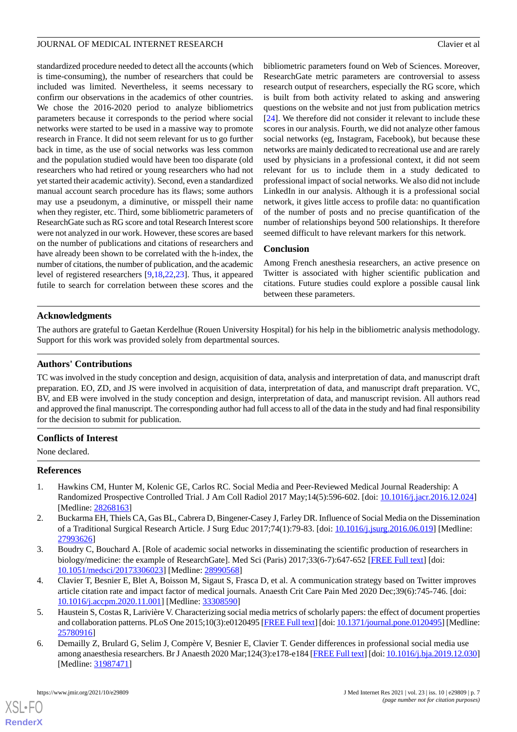standardized procedure needed to detect all the accounts (which is time-consuming), the number of researchers that could be included was limited. Nevertheless, it seems necessary to confirm our observations in the academics of other countries. We chose the 2016-2020 period to analyze bibliometrics parameters because it corresponds to the period where social networks were started to be used in a massive way to promote research in France. It did not seem relevant for us to go further back in time, as the use of social networks was less common and the population studied would have been too disparate (old researchers who had retired or young researchers who had not yet started their academic activity). Second, even a standardized manual account search procedure has its flaws; some authors may use a pseudonym, a diminutive, or misspell their name when they register, etc. Third, some bibliometric parameters of ResearchGate such as RG score and total Research Interest score were not analyzed in our work. However, these scores are based on the number of publications and citations of researchers and have already been shown to be correlated with the h-index, the number of citations, the number of publication, and the academic level of registered researchers [9,18,22,23]. Thus, it appeared futile to search for correlation between these scores and the bibliometric parameters found on Web of Sciences. Moreover, ResearchGate metric parameters are controversial to assess research output of researchers, especially the RG score, which is built from both activity related to asking and answering questions on the website and not just from publication metrics [24]. We therefore did not consider it relevant to include these scores in our analysis. Fourth, we did not analyze other famous social networks (eg, Instagram, Facebook), but because these networks are mainly dedicated to recreational use and are rarely used by physicians in a professional context, it did not seem relevant for us to include them in a study dedicated to professional impact of social networks. We also did not include LinkedIn in our analysis. Although it is a professional social network, it gives little access to profile data: no quantification of the number of posts and no precise quantification of the number of relationships beyond 500 relationships. It therefore seemed difficult to have relevant markers for this network.

### Conclusion

Among French anesthesia researchers, an active presence on Twitter is associated with higher scientific publication and citations. Future studies could explore a possible causal link between these parameters.

## Acknowledgments

The authors are grateful to Gaetan Kerdelhue (Rouen University Hospital) for his help in the bibliometric analysis methodology. Support for this work was provided solely from departmental sources.

## Authors' Contributions

TC was involved in the study conception and design, acquisition of data, analysis and interpretation of data, and manuscript draft preparation. EO, ZD, and JS were involved in acquisition of data, interpretation of data, and manuscript draft preparation. VC, BV, and EB were involved in the study conception and design, interpretation of data, and manuscript revision. All authors read and approved the final manuscript. The corresponding author had full access to all of the data in the study and had final responsibility for the decision to submit for publication.

## Conflicts of Interest

None declared.

## References

1. Hawkins CM, Hunter M, Kolenic GE, Carlos RC. Social Media and Peer-Reviewed Medical Journal Readership: A Randomized Prospective Controlled Trial. J Am Coll Radiol 2017 May;14(5):596-602. [doi: 10.1016/j.jacr.2016.12.024] [Medline: 28268163]
2. Buckarma EH, Thiels CA, Gas BL, Cabrera D, Bingener-Casey J, Farley DR. Influence of Social Media on the Dissemination of a Traditional Surgical Research Article. J Surg Educ 2017;74(1):79-83. [doi: 10.1016/j.jsurg.2016.06.019] [Medline: 27993626]
3. Boudry C, Bouchard A. [Role of academic social networks in disseminating the scientific production of researchers in biology/medicine: the example of ResearchGate]. Med Sci (Paris) 2017;33(6-7):647-652 [FREE Full text] [doi: 10.1051/medsci/20173306023] [Medline: 28990568]
4. Clavier T, Besnier E, Blet A, Boisson M, Sigaut S, Frasca D, et al. A communication strategy based on Twitter improves article citation rate and impact factor of medical journals. Anaesth Crit Care Pain Med 2020 Dec;39(6):745-746. [doi: 10.1016/j.accpm.2020.11.001] [Medline: 33308590]
5. Haustein S, Costas R, Larivière V. Characterizing social media metrics of scholarly papers: the effect of document properties and collaboration patterns. PLoS One 2015;10(3):e0120495 [FREE Full text] [doi: 10.1371/journal.pone.0120495] [Medline: 25780916]
6. Demailly Z, Brulard G, Selim J, Compère V, Besnier E, Clavier T. Gender differences in professional social media use among anaesthesia researchers. Br J Anaesth 2020 Mar;124(3):e178-e184 [FREE Full text] [doi: 10.1016/j.bja.2019.12.030] [Medline: 31987471]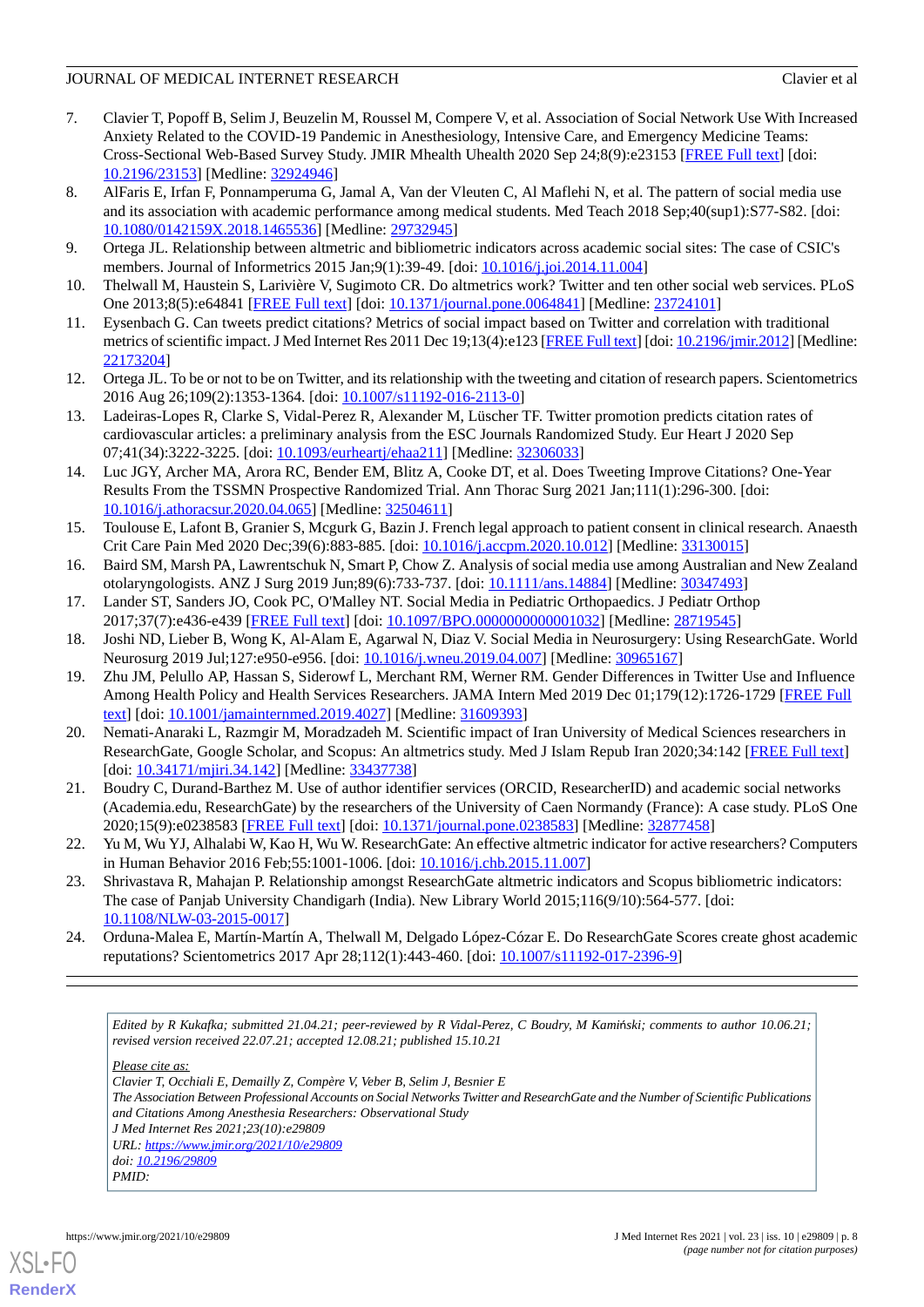7. Clavier T, Popoff B, Selim J, Beuzelin M, Roussel M, Compere V, et al. Association of Social Network Use With Increased Anxiety Related to the COVID-19 Pandemic in Anesthesiology, Intensive Care, and Emergency Medicine Teams: Cross-Sectional Web-Based Survey Study. JMIR Mhealth Uhealth 2020 Sep 24;8(9):e23153 [FREE Full text] [doi: 10.2196/23153] [Medline: 32924946]
8. AlFaris E, Irfan F, Ponnamperuma G, Jamal A, Van der Vleuten C, Al Maflehi N, et al. The pattern of social media use and its association with academic performance among medical students. Med Teach 2018 Sep;40(sup1):S77-S82. [doi: 10.1080/0142159X.2018.1465536] [Medline: 29732945]
9. Ortega JL. Relationship between altmetric and bibliometric indicators across academic social sites: The case of CSIC's members. Journal of Informetrics 2015 Jan;9(1):39-49. [doi: 10.1016/j.joi.2014.11.004]
10. Thelwall M, Haustein S, Larivière V, Sugimoto CR. Do altmetrics work? Twitter and ten other social web services. PLoS One 2013;8(5):e64841 [FREE Full text] [doi: 10.1371/journal.pone.0064841] [Medline: 23724101]
11. Eysenbach G. Can tweets predict citations? Metrics of social impact based on Twitter and correlation with traditional metrics of scientific impact. J Med Internet Res 2011 Dec 19;13(4):e123 [FREE Full text] [doi: 10.2196/jmir.2012] [Medline: 22173204]
12. Ortega JL. To be or not to be on Twitter, and its relationship with the tweeting and citation of research papers. Scientometrics 2016 Aug 26;109(2):1353-1364. [doi: 10.1007/s11192-016-2113-0]
13. Ladeiras-Lopes R, Clarke S, Vidal-Perez R, Alexander M, Lüscher TF. Twitter promotion predicts citation rates of cardiovascular articles: a preliminary analysis from the ESC Journals Randomized Study. Eur Heart J 2020 Sep 07;41(34):3222-3225. [doi: 10.1093/eurheartj/ehaa211] [Medline: 32306033]
14. Luc JGY, Archer MA, Arora RC, Bender EM, Blitz A, Cooke DT, et al. Does Tweeting Improve Citations? One-Year Results From the TSSMN Prospective Randomized Trial. Ann Thorac Surg 2021 Jan;111(1):296-300. [doi: 10.1016/j.athoracsur.2020.04.065] [Medline: 32504611]
15. Toulouse E, Lafont B, Granier S, Mcgurk G, Bazin J. French legal approach to patient consent in clinical research. Anaesth Crit Care Pain Med 2020 Dec;39(6):883-885. [doi: 10.1016/j.accpm.2020.10.012] [Medline: 33130015]
16. Baird SM, Marsh PA, Lawrentschuk N, Smart P, Chow Z. Analysis of social media use among Australian and New Zealand otolaryngologists. ANZ J Surg 2019 Jun;89(6):733-737. [doi: 10.1111/ans.14884] [Medline: 30347493]
17. Lander ST, Sanders JO, Cook PC, O'Malley NT. Social Media in Pediatric Orthopaedics. J Pediatr Orthop 2017;37(7):e436-e439 [FREE Full text] [doi: 10.1097/BPO.0000000000001032] [Medline: 28719545]
18. Joshi ND, Lieber B, Wong K, Al-Alam E, Agarwal N, Diaz V. Social Media in Neurosurgery: Using ResearchGate. World Neurosurg 2019 Jul;127:e950-e956. [doi: 10.1016/j.wneu.2019.04.007] [Medline: 30965167]
19. Zhu JM, Pelullo AP, Hassan S, Siderowf L, Merchant RM, Werner RM. Gender Differences in Twitter Use and Influence Among Health Policy and Health Services Researchers. JAMA Intern Med 2019 Dec 01;179(12):1726-1729 [FREE Full text] [doi: 10.1001/jamainternmed.2019.4027] [Medline: 31609393]
20. Nemati-Anaraki L, Razmgir M, Moradzadeh M. Scientific impact of Iran University of Medical Sciences researchers in ResearchGate, Google Scholar, and Scopus: An altmetrics study. Med J Islam Repub Iran 2020;34:142 [FREE Full text] [doi: 10.34171/mjiri.34.142] [Medline: 33437738]
21. Boudry C, Durand-Barthez M. Use of author identifier services (ORCID, ResearcherID) and academic social networks (Academia.edu, ResearchGate) by the researchers of the University of Caen Normandy (France): A case study. PLoS One 2020;15(9):e0238583 [FREE Full text] [doi: 10.1371/journal.pone.0238583] [Medline: 32877458]
22. Yu M, Wu YJ, Alhalabi W, Kao H, Wu W. ResearchGate: An effective altmetric indicator for active researchers? Computers in Human Behavior 2016 Feb;55:1001-1006. [doi: 10.1016/j.chb.2015.11.007]
23. Shrivastava R, Mahajan P. Relationship amongst ResearchGate altmetric indicators and Scopus bibliometric indicators: The case of Panjab University Chandigarh (India). New Library World 2015;116(9/10):564-577. [doi: 10.1108/NLW-03-2015-0017]
24. Orduna-Malea E, Martín-Martín A, Thelwall M, Delgado López-Cózar E. Do ResearchGate Scores create ghost academic reputations? Scientometrics 2017 Apr 28;112(1):443-460. [doi: 10.1007/s11192-017-2396-9]

---

*Edited by R Kukafka; submitted 21.04.21; peer-reviewed by R Vidal-Perez, C Boudry, M Kamiński; comments to author 10.06.21; revised version received 22.07.21; accepted 12.08.21; published 15.10.21*

*Please cite as:*
*Clavier T, Occhiali E, Demailly Z, Compère V, Veber B, Selim J, Besnier E*
*The Association Between Professional Accounts on Social Networks Twitter and ResearchGate and the Number of Scientific Publications and Citations Among Anesthesia Researchers: Observational Study*
*J Med Internet Res 2021;23(10):e29809*
*URL: https://www.jmir.org/2021/10/e29809*
*doi: 10.2196/29809*
*PMID:*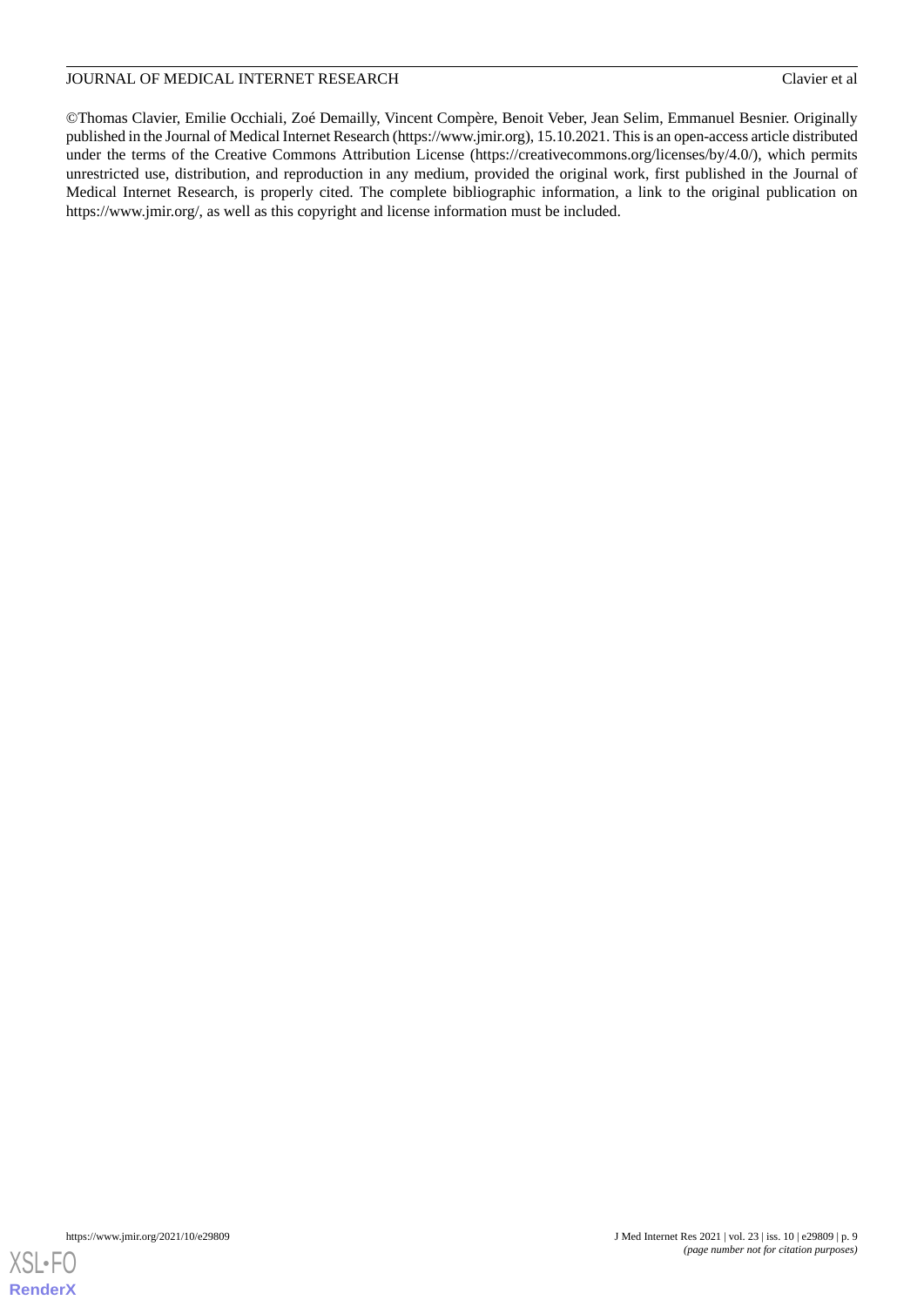©Thomas Clavier, Emilie Occhiali, Zoé Demailly, Vincent Compère, Benoit Veber, Jean Selim, Emmanuel Besnier. Originally published in the Journal of Medical Internet Research (https://www.jmir.org), 15.10.2021. This is an open-access article distributed under the terms of the Creative Commons Attribution License (https://creativecommons.org/licenses/by/4.0/), which permits unrestricted use, distribution, and reproduction in any medium, provided the original work, first published in the Journal of Medical Internet Research, is properly cited. The complete bibliographic information, a link to the original publication on https://www.jmir.org/, as well as this copyright and license information must be included.